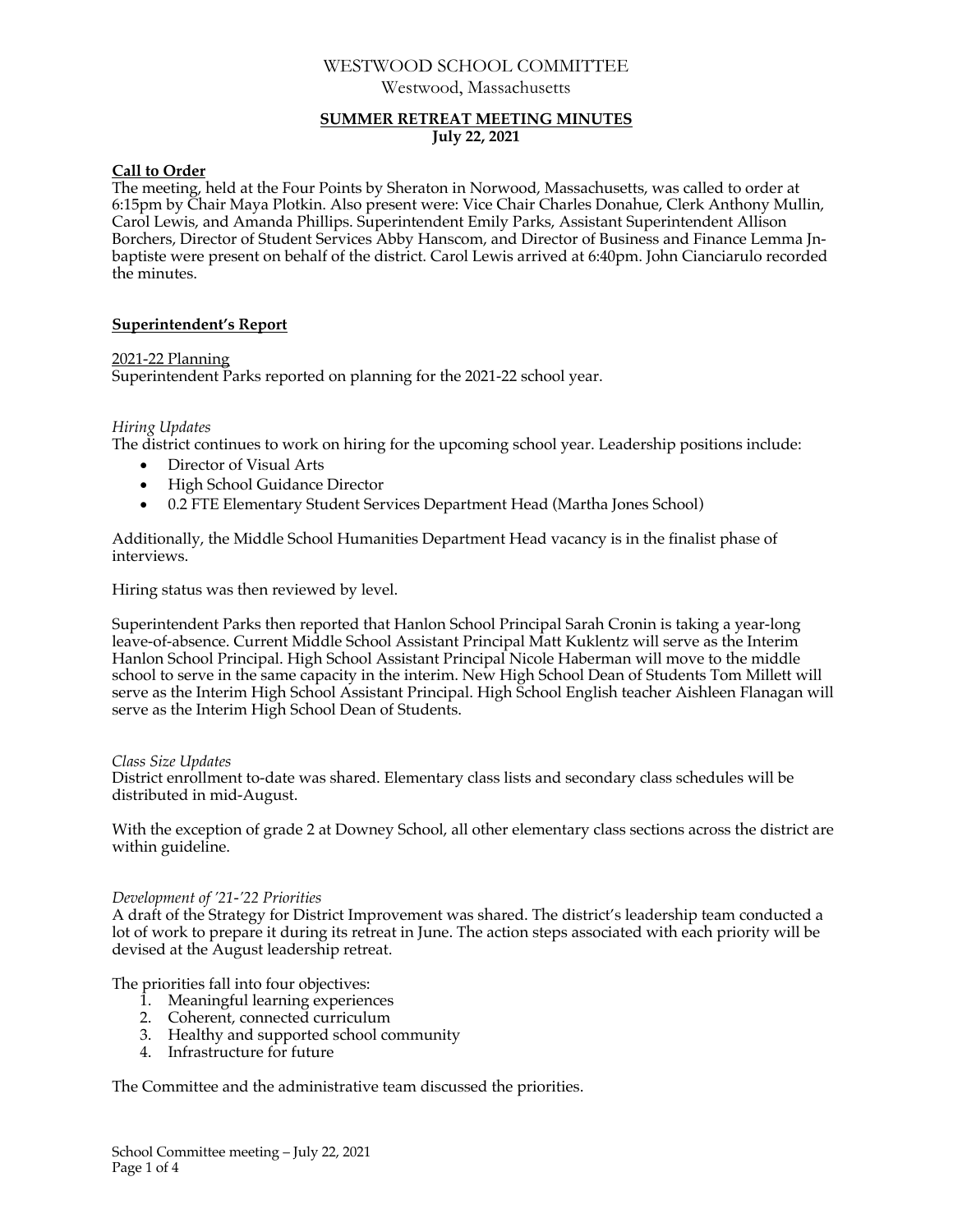# WESTWOOD SCHOOL COMMITTEE

Westwood, Massachusetts

## SUMMER RETREAT MEETING MINUTES

**July 22, 2021**

### Call to Order

The meeting, held at the Four Points by Sheraton in Norwood, Massachusetts, was called to order at 6:15pm by Chair Maya Plotkin. Also present were: Vice Chair Charles Donahue, Clerk Anthony Mullin, Carol Lewis, and Amanda Phillips. Superintendent Emily Parks, Assistant Superintendent Allison Borchers, Director of Student Services Abby Hanscom, and Director of Business and Finance Lemma Jn-baptiste were present on behalf of the district. Carol Lewis arrived at 6:40pm. John Cianciarulo recorded the minutes.

### Superintendent's Report

2021-22 Planning

Superintendent Parks reported on planning for the 2021-22 school year.

*Hiring Updates*

The district continues to work on hiring for the upcoming school year. Leadership positions include:

- Director of Visual Arts
- High School Guidance Director
- 0.2 FTE Elementary Student Services Department Head (Martha Jones School)

Additionally, the Middle School Humanities Department Head vacancy is in the finalist phase of interviews.

Hiring status was then reviewed by level.

Superintendent Parks then reported that Hanlon School Principal Sarah Cronin is taking a year-long leave-of-absence. Current Middle School Assistant Principal Matt Kuklentz will serve as the Interim Hanlon School Principal. High School Assistant Principal Nicole Haberman will move to the middle school to serve in the same capacity in the interim. New High School Dean of Students Tom Millett will serve as the Interim High School Assistant Principal. High School English teacher Aishleen Flanagan will serve as the Interim High School Dean of Students.

*Class Size Updates*

District enrollment to-date was shared. Elementary class lists and secondary class schedules will be distributed in mid-August.

With the exception of grade 2 at Downey School, all other elementary class sections across the district are within guideline.

*Development of '21-'22 Priorities*

A draft of the Strategy for District Improvement was shared. The district's leadership team conducted a lot of work to prepare it during its retreat in June. The action steps associated with each priority will be devised at the August leadership retreat.

The priorities fall into four objectives:

1. Meaningful learning experiences
2. Coherent, connected curriculum
3. Healthy and supported school community
4. Infrastructure for future

The Committee and the administrative team discussed the priorities.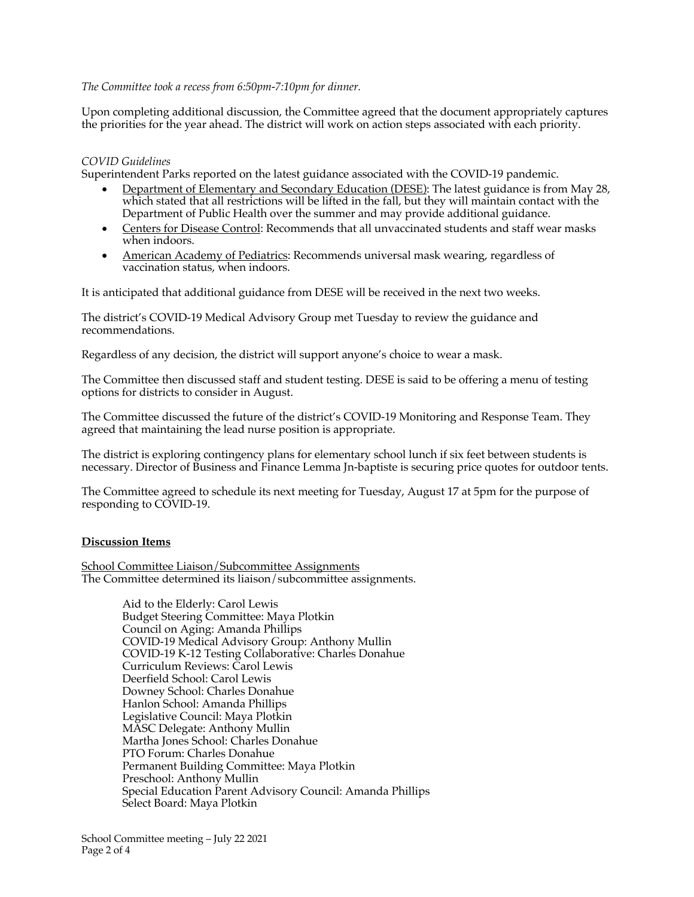*The Committee took a recess from 6:50pm-7:10pm for dinner.*

Upon completing additional discussion, the Committee agreed that the document appropriately captures the priorities for the year ahead. The district will work on action steps associated with each priority.

*COVID Guidelines*

Superintendent Parks reported on the latest guidance associated with the COVID-19 pandemic.

- Department of Elementary and Secondary Education (DESE): The latest guidance is from May 28, which stated that all restrictions will be lifted in the fall, but they will maintain contact with the Department of Public Health over the summer and may provide additional guidance.
- Centers for Disease Control: Recommends that all unvaccinated students and staff wear masks when indoors.
- American Academy of Pediatrics: Recommends universal mask wearing, regardless of vaccination status, when indoors.

It is anticipated that additional guidance from DESE will be received in the next two weeks.

The district's COVID-19 Medical Advisory Group met Tuesday to review the guidance and recommendations.

Regardless of any decision, the district will support anyone's choice to wear a mask.

The Committee then discussed staff and student testing. DESE is said to be offering a menu of testing options for districts to consider in August.

The Committee discussed the future of the district's COVID-19 Monitoring and Response Team. They agreed that maintaining the lead nurse position is appropriate.

The district is exploring contingency plans for elementary school lunch if six feet between students is necessary. Director of Business and Finance Lemma Jn-baptiste is securing price quotes for outdoor tents.

The Committee agreed to schedule its next meeting for Tuesday, August 17 at 5pm for the purpose of responding to COVID-19.

## **Discussion Items**

School Committee Liaison/Subcommittee Assignments

The Committee determined its liaison/subcommittee assignments.

Aid to the Elderly: Carol Lewis
Budget Steering Committee: Maya Plotkin
Council on Aging: Amanda Phillips
COVID-19 Medical Advisory Group: Anthony Mullin
COVID-19 K-12 Testing Collaborative: Charles Donahue
Curriculum Reviews: Carol Lewis
Deerfield School: Carol Lewis
Downey School: Charles Donahue
Hanlon School: Amanda Phillips
Legislative Council: Maya Plotkin
MASC Delegate: Anthony Mullin
Martha Jones School: Charles Donahue
PTO Forum: Charles Donahue
Permanent Building Committee: Maya Plotkin
Preschool: Anthony Mullin
Special Education Parent Advisory Council: Amanda Phillips
Select Board: Maya Plotkin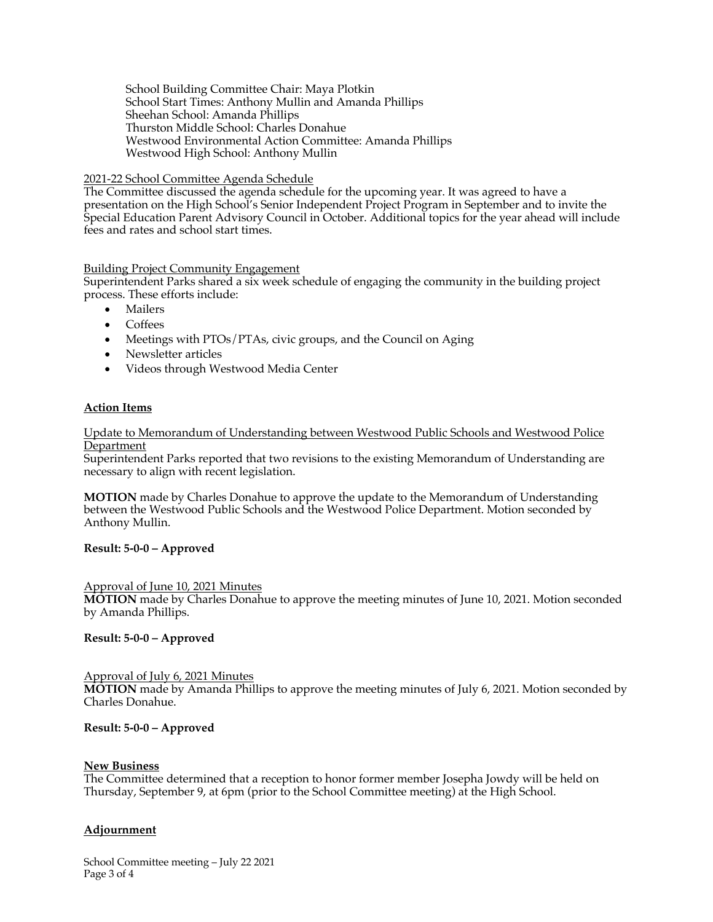School Building Committee Chair: Maya Plotkin
School Start Times: Anthony Mullin and Amanda Phillips
Sheehan School: Amanda Phillips
Thurston Middle School: Charles Donahue
Westwood Environmental Action Committee: Amanda Phillips
Westwood High School: Anthony Mullin

2021-22 School Committee Agenda Schedule
The Committee discussed the agenda schedule for the upcoming year. It was agreed to have a presentation on the High School's Senior Independent Project Program in September and to invite the Special Education Parent Advisory Council in October. Additional topics for the year ahead will include fees and rates and school start times.

Building Project Community Engagement
Superintendent Parks shared a six week schedule of engaging the community in the building project process. These efforts include:

- Mailers
- Coffees
- Meetings with PTOs/PTAs, civic groups, and the Council on Aging
- Newsletter articles
- Videos through Westwood Media Center

**Action Items**

Update to Memorandum of Understanding between Westwood Public Schools and Westwood Police Department
Superintendent Parks reported that two revisions to the existing Memorandum of Understanding are necessary to align with recent legislation.

**MOTION** made by Charles Donahue to approve the update to the Memorandum of Understanding between the Westwood Public Schools and the Westwood Police Department. Motion seconded by Anthony Mullin.

**Result: 5-0-0 – Approved**

Approval of June 10, 2021 Minutes
**MOTION** made by Charles Donahue to approve the meeting minutes of June 10, 2021. Motion seconded by Amanda Phillips.

**Result: 5-0-0 – Approved**

Approval of July 6, 2021 Minutes
**MOTION** made by Amanda Phillips to approve the meeting minutes of July 6, 2021. Motion seconded by Charles Donahue.

**Result: 5-0-0 – Approved**

**New Business**
The Committee determined that a reception to honor former member Josepha Jowdy will be held on Thursday, September 9, at 6pm (prior to the School Committee meeting) at the High School.

**Adjournment**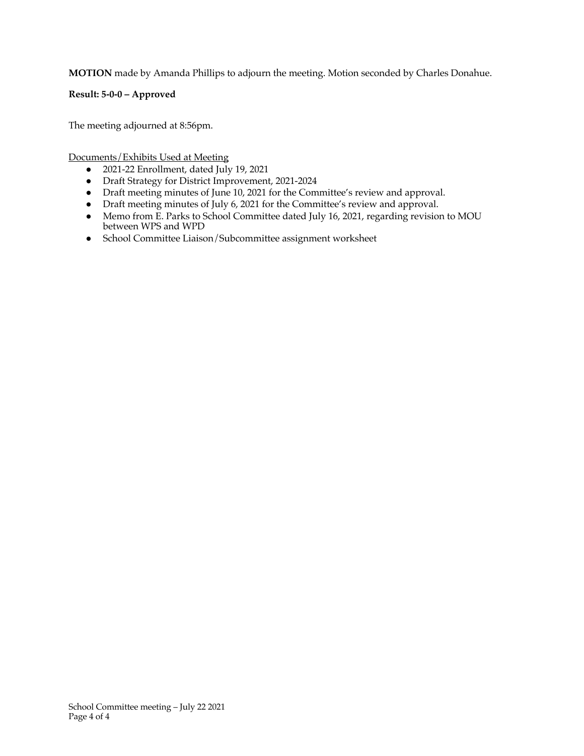**MOTION** made by Amanda Phillips to adjourn the meeting. Motion seconded by Charles Donahue.

**Result: 5-0-0 – Approved**

The meeting adjourned at 8:56pm.

<u>Documents/Exhibits Used at Meeting</u>

- 2021-22 Enrollment, dated July 19, 2021
- Draft Strategy for District Improvement, 2021-2024
- Draft meeting minutes of June 10, 2021 for the Committee's review and approval.
- Draft meeting minutes of July 6, 2021 for the Committee's review and approval.
- Memo from E. Parks to School Committee dated July 16, 2021, regarding revision to MOU between WPS and WPD
- School Committee Liaison/Subcommittee assignment worksheet